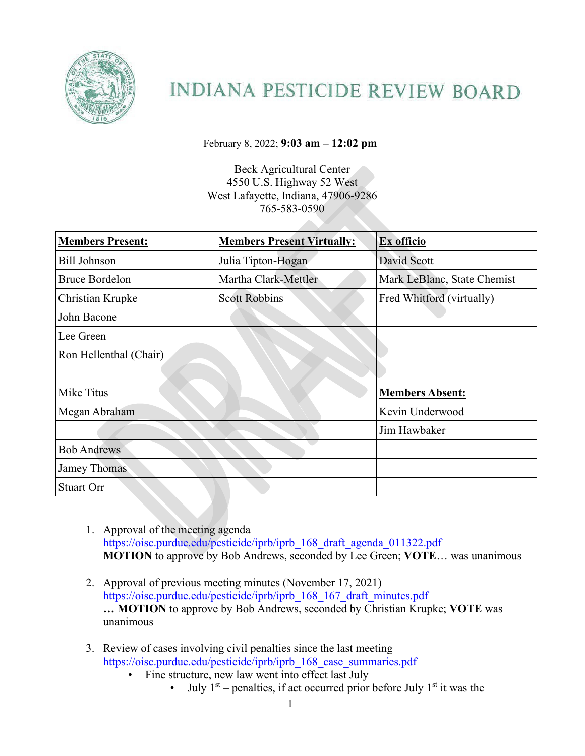# INDIANA PESTICIDE REVIEW BOARD

February 8, 2022; **9:03 am – 12:02 pm**

Beck Agricultural Center
4550 U.S. Highway 52 West
West Lafayette, Indiana, 47906-9286
765-583-0590

| **Members Present:** | **Members Present Virtually:** | **Ex officio** |
|---|---|---|
| Bill Johnson | Julia Tipton-Hogan | David Scott |
| Bruce Bordelon | Martha Clark-Mettler | Mark LeBlanc, State Chemist |
| Christian Krupke | Scott Robbins | Fred Whitford (virtually) |
| John Bacone | | |
| Lee Green | | |
| Ron Hellenthal (Chair) | | |
| | | |
| Mike Titus | | **Members Absent:** |
| Megan Abraham | | Kevin Underwood |
| | | Jim Hawbaker |
| Bob Andrews | | |
| Jamey Thomas | | |
| Stuart Orr | | |

1. Approval of the meeting agenda
   https://oisc.purdue.edu/pesticide/iprb/iprb_168_draft_agenda_011322.pdf
   **MOTION** to approve by Bob Andrews, seconded by Lee Green; **VOTE**… was unanimous

2. Approval of previous meeting minutes (November 17, 2021)
   https://oisc.purdue.edu/pesticide/iprb/iprb_168_167_draft_minutes.pdf
   **… MOTION** to approve by Bob Andrews, seconded by Christian Krupke; **VOTE** was unanimous

3. Review of cases involving civil penalties since the last meeting
   https://oisc.purdue.edu/pesticide/iprb/iprb_168_case_summaries.pdf
   - Fine structure, new law went into effect last July
     - July 1st – penalties, if act occurred prior before July 1st it was the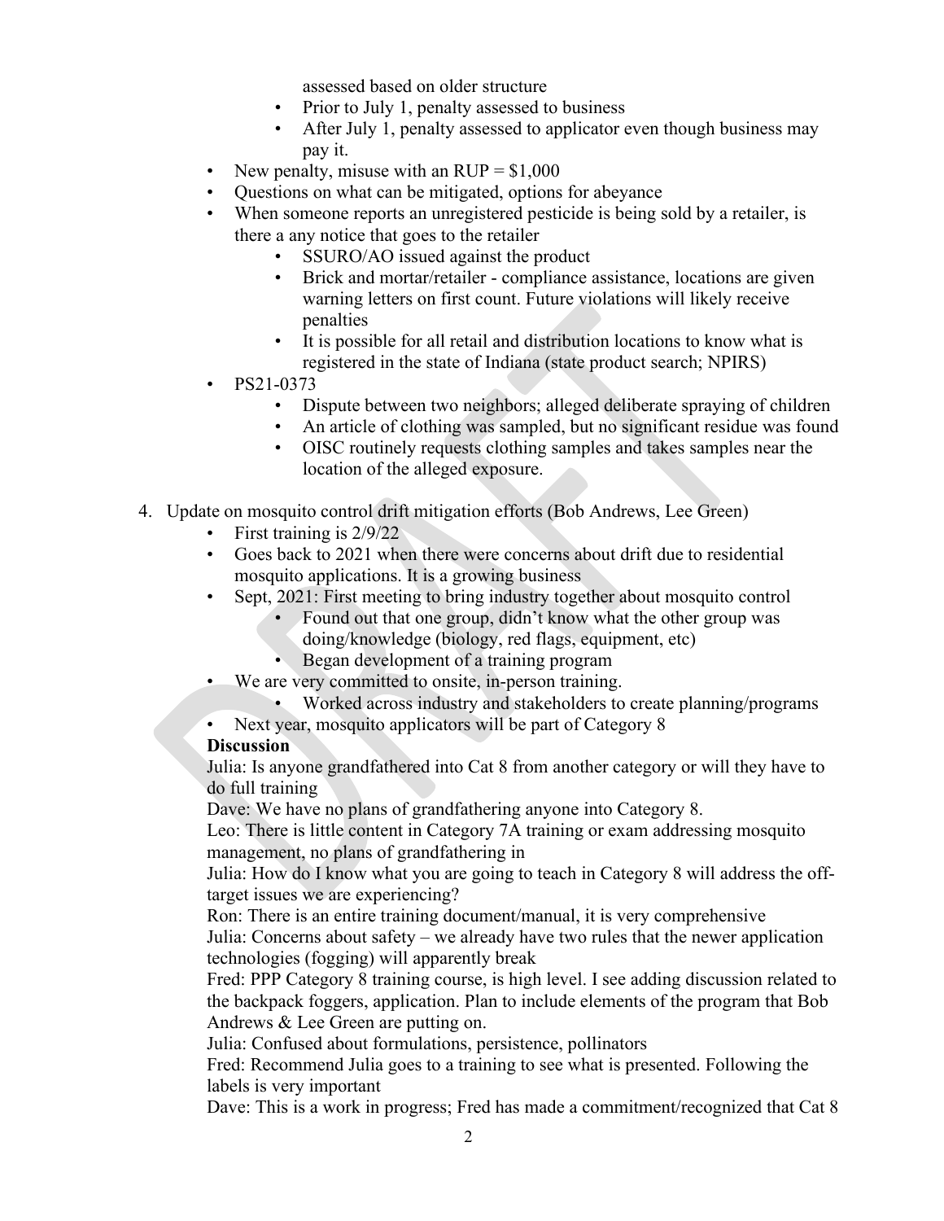assessed based on older structure
    - Prior to July 1, penalty assessed to business
    - After July 1, penalty assessed to applicator even though business may pay it.
- New penalty, misuse with an RUP = $1,000
- Questions on what can be mitigated, options for abeyance
- When someone reports an unregistered pesticide is being sold by a retailer, is there a any notice that goes to the retailer
    - SSURO/AO issued against the product
    - Brick and mortar/retailer - compliance assistance, locations are given warning letters on first count. Future violations will likely receive penalties
    - It is possible for all retail and distribution locations to know what is registered in the state of Indiana (state product search; NPIRS)
- PS21-0373
    - Dispute between two neighbors; alleged deliberate spraying of children
    - An article of clothing was sampled, but no significant residue was found
    - OISC routinely requests clothing samples and takes samples near the location of the alleged exposure.

4. Update on mosquito control drift mitigation efforts (Bob Andrews, Lee Green)
    - First training is 2/9/22
    - Goes back to 2021 when there were concerns about drift due to residential mosquito applications. It is a growing business
    - Sept, 2021: First meeting to bring industry together about mosquito control
        - Found out that one group, didn't know what the other group was doing/knowledge (biology, red flags, equipment, etc)
        - Began development of a training program
    - We are very committed to onsite, in-person training.
        - Worked across industry and stakeholders to create planning/programs
    - Next year, mosquito applicators will be part of Category 8

    **Discussion**

    Julia: Is anyone grandfathered into Cat 8 from another category or will they have to do full training

    Dave: We have no plans of grandfathering anyone into Category 8.

    Leo: There is little content in Category 7A training or exam addressing mosquito management, no plans of grandfathering in

    Julia: How do I know what you are going to teach in Category 8 will address the off-target issues we are experiencing?

    Ron: There is an entire training document/manual, it is very comprehensive

    Julia: Concerns about safety – we already have two rules that the newer application technologies (fogging) will apparently break

    Fred: PPP Category 8 training course, is high level. I see adding discussion related to the backpack foggers, application. Plan to include elements of the program that Bob Andrews & Lee Green are putting on.

    Julia: Confused about formulations, persistence, pollinators

    Fred: Recommend Julia goes to a training to see what is presented. Following the labels is very important

    Dave: This is a work in progress; Fred has made a commitment/recognized that Cat 8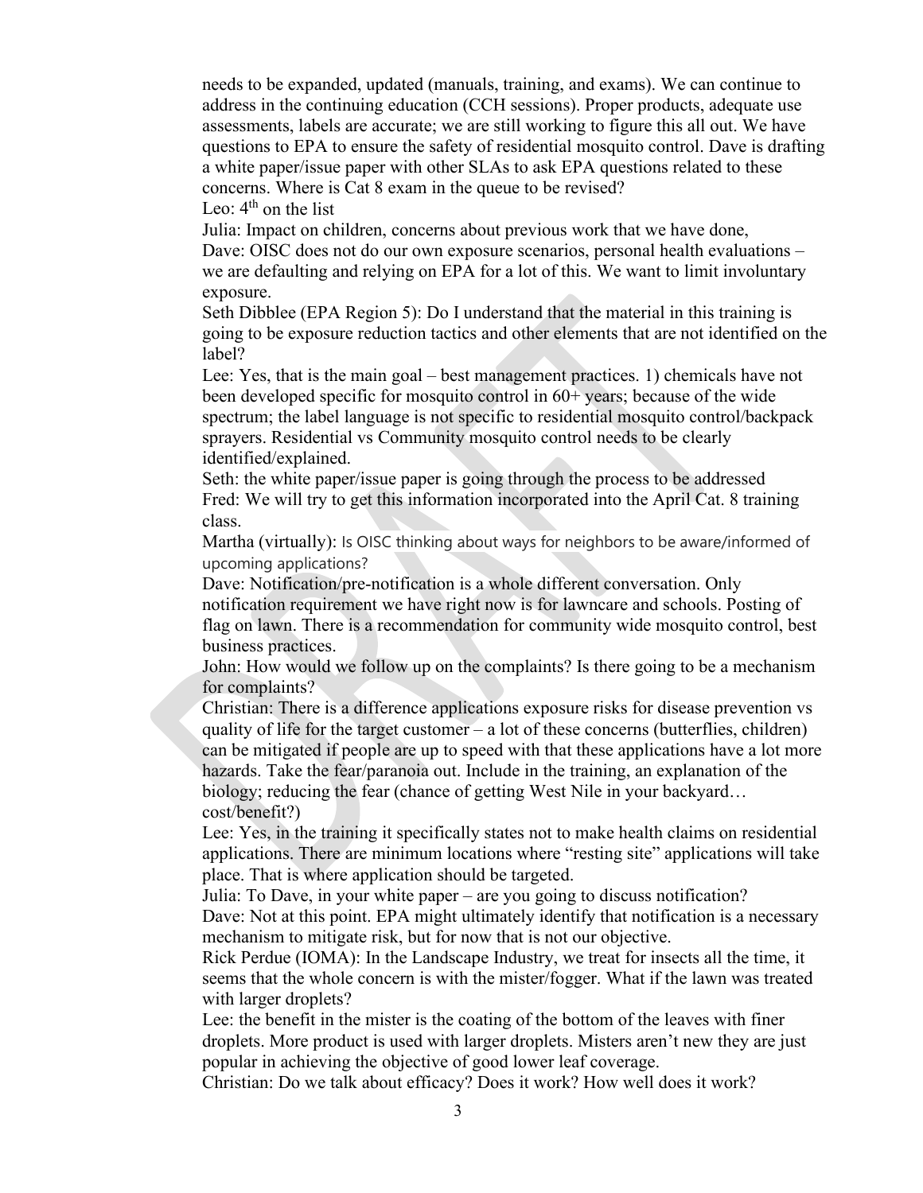needs to be expanded, updated (manuals, training, and exams). We can continue to address in the continuing education (CCH sessions). Proper products, adequate use assessments, labels are accurate; we are still working to figure this all out. We have questions to EPA to ensure the safety of residential mosquito control. Dave is drafting a white paper/issue paper with other SLAs to ask EPA questions related to these concerns. Where is Cat 8 exam in the queue to be revised?

Leo: 4th on the list

Julia: Impact on children, concerns about previous work that we have done,

Dave: OISC does not do our own exposure scenarios, personal health evaluations – we are defaulting and relying on EPA for a lot of this. We want to limit involuntary exposure.

Seth Dibblee (EPA Region 5): Do I understand that the material in this training is going to be exposure reduction tactics and other elements that are not identified on the label?

Lee: Yes, that is the main goal – best management practices. 1) chemicals have not been developed specific for mosquito control in 60+ years; because of the wide spectrum; the label language is not specific to residential mosquito control/backpack sprayers. Residential vs Community mosquito control needs to be clearly identified/explained.

Seth: the white paper/issue paper is going through the process to be addressed

Fred: We will try to get this information incorporated into the April Cat. 8 training class.

Martha (virtually): Is OISC thinking about ways for neighbors to be aware/informed of upcoming applications?

Dave: Notification/pre-notification is a whole different conversation. Only notification requirement we have right now is for lawncare and schools. Posting of flag on lawn. There is a recommendation for community wide mosquito control, best business practices.

John: How would we follow up on the complaints? Is there going to be a mechanism for complaints?

Christian: There is a difference applications exposure risks for disease prevention vs quality of life for the target customer – a lot of these concerns (butterflies, children) can be mitigated if people are up to speed with that these applications have a lot more hazards. Take the fear/paranoia out. Include in the training, an explanation of the biology; reducing the fear (chance of getting West Nile in your backyard… cost/benefit?)

Lee: Yes, in the training it specifically states not to make health claims on residential applications. There are minimum locations where "resting site" applications will take place. That is where application should be targeted.

Julia: To Dave, in your white paper – are you going to discuss notification?

Dave: Not at this point. EPA might ultimately identify that notification is a necessary mechanism to mitigate risk, but for now that is not our objective.

Rick Perdue (IOMA): In the Landscape Industry, we treat for insects all the time, it seems that the whole concern is with the mister/fogger. What if the lawn was treated with larger droplets?

Lee: the benefit in the mister is the coating of the bottom of the leaves with finer droplets. More product is used with larger droplets. Misters aren't new they are just popular in achieving the objective of good lower leaf coverage.

Christian: Do we talk about efficacy? Does it work? How well does it work?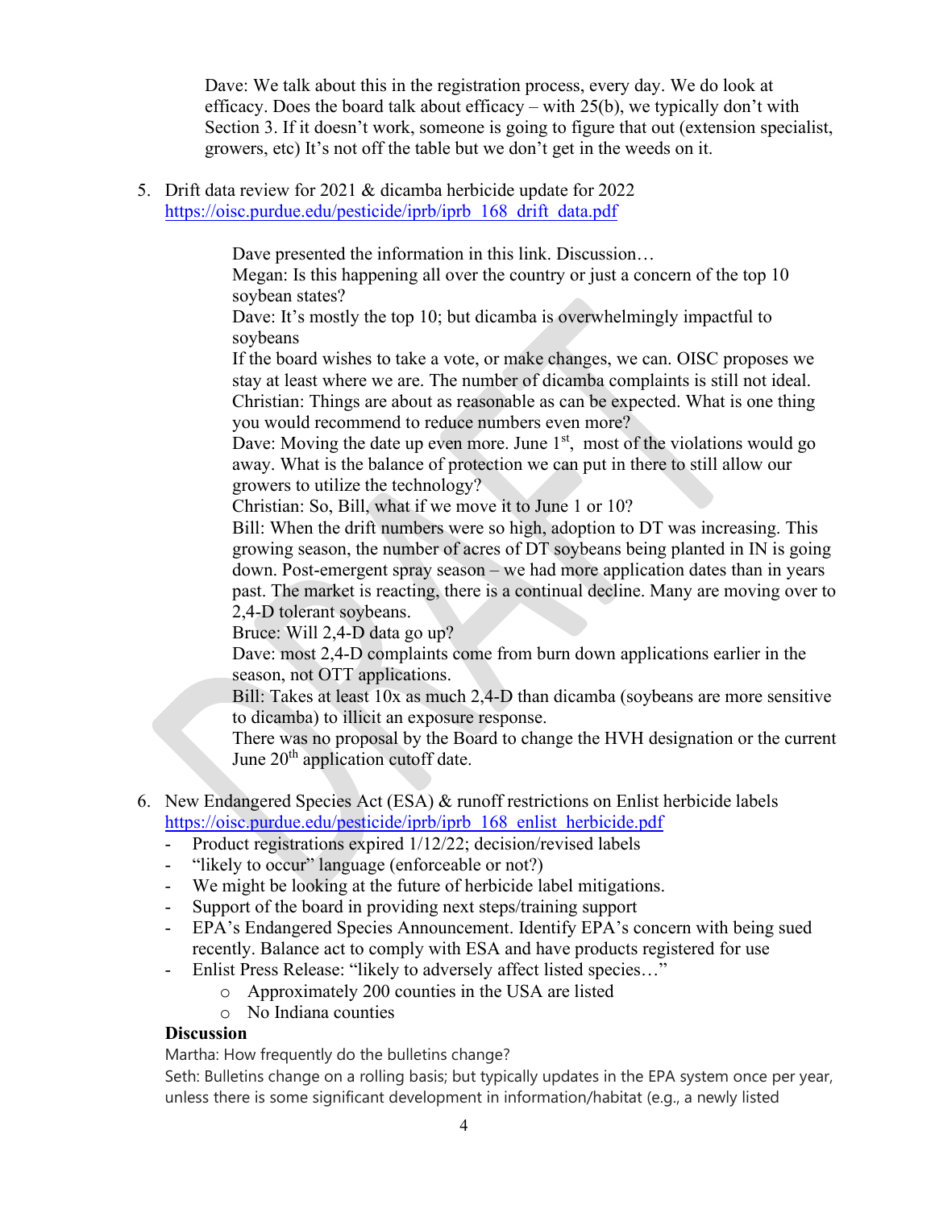Dave: We talk about this in the registration process, every day. We do look at efficacy. Does the board talk about efficacy – with 25(b), we typically don't with Section 3. If it doesn't work, someone is going to figure that out (extension specialist, growers, etc) It's not off the table but we don't get in the weeds on it.

5. Drift data review for 2021 & dicamba herbicide update for 2022
   [https://oisc.purdue.edu/pesticide/iprb/iprb_168_drift_data.pdf](https://oisc.purdue.edu/pesticide/iprb/iprb_168_drift_data.pdf)

   Dave presented the information in this link. Discussion…
   Megan: Is this happening all over the country or just a concern of the top 10 soybean states?
   Dave: It's mostly the top 10; but dicamba is overwhelmingly impactful to soybeans
   If the board wishes to take a vote, or make changes, we can. OISC proposes we stay at least where we are. The number of dicamba complaints is still not ideal.
   Christian: Things are about as reasonable as can be expected. What is one thing you would recommend to reduce numbers even more?
   Dave: Moving the date up even more. June 1st, most of the violations would go away. What is the balance of protection we can put in there to still allow our growers to utilize the technology?
   Christian: So, Bill, what if we move it to June 1 or 10?
   Bill: When the drift numbers were so high, adoption to DT was increasing. This growing season, the number of acres of DT soybeans being planted in IN is going down. Post-emergent spray season – we had more application dates than in years past. The market is reacting, there is a continual decline. Many are moving over to 2,4-D tolerant soybeans.
   Bruce: Will 2,4-D data go up?
   Dave: most 2,4-D complaints come from burn down applications earlier in the season, not OTT applications.
   Bill: Takes at least 10x as much 2,4-D than dicamba (soybeans are more sensitive to dicamba) to illicit an exposure response.
   There was no proposal by the Board to change the HVH designation or the current June 20th application cutoff date.

6. New Endangered Species Act (ESA) & runoff restrictions on Enlist herbicide labels
   [https://oisc.purdue.edu/pesticide/iprb/iprb_168_enlist_herbicide.pdf](https://oisc.purdue.edu/pesticide/iprb/iprb_168_enlist_herbicide.pdf)
   - Product registrations expired 1/12/22; decision/revised labels
   - "likely to occur" language (enforceable or not?)
   - We might be looking at the future of herbicide label mitigations.
   - Support of the board in providing next steps/training support
   - EPA's Endangered Species Announcement. Identify EPA's concern with being sued recently. Balance act to comply with ESA and have products registered for use
   - Enlist Press Release: "likely to adversely affect listed species…"
     - Approximately 200 counties in the USA are listed
     - No Indiana counties

**Discussion**

Martha: How frequently do the bulletins change?
Seth: Bulletins change on a rolling basis; but typically updates in the EPA system once per year, unless there is some significant development in information/habitat (e.g., a newly listed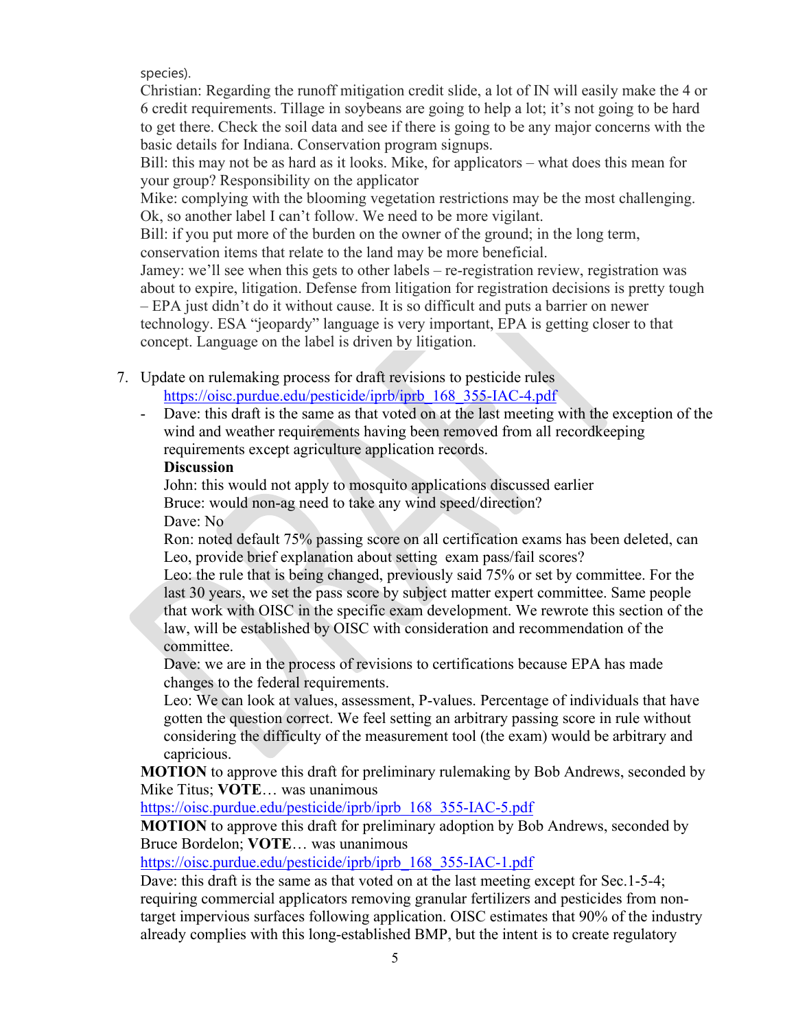species).

Christian: Regarding the runoff mitigation credit slide, a lot of IN will easily make the 4 or 6 credit requirements. Tillage in soybeans are going to help a lot; it's not going to be hard to get there. Check the soil data and see if there is going to be any major concerns with the basic details for Indiana. Conservation program signups.

Bill: this may not be as hard as it looks. Mike, for applicators – what does this mean for your group? Responsibility on the applicator

Mike: complying with the blooming vegetation restrictions may be the most challenging. Ok, so another label I can't follow. We need to be more vigilant.

Bill: if you put more of the burden on the owner of the ground; in the long term, conservation items that relate to the land may be more beneficial.

Jamey: we'll see when this gets to other labels – re-registration review, registration was about to expire, litigation. Defense from litigation for registration decisions is pretty tough – EPA just didn't do it without cause. It is so difficult and puts a barrier on newer technology. ESA "jeopardy" language is very important, EPA is getting closer to that concept. Language on the label is driven by litigation.

7. Update on rulemaking process for draft revisions to pesticide rules
   https://oisc.purdue.edu/pesticide/iprb/iprb_168_355-IAC-4.pdf
   - Dave: this draft is the same as that voted on at the last meeting with the exception of the wind and weather requirements having been removed from all recordkeeping requirements except agriculture application records.

     **Discussion**

     John: this would not apply to mosquito applications discussed earlier

     Bruce: would non-ag need to take any wind speed/direction?

     Dave: No

     Ron: noted default 75% passing score on all certification exams has been deleted, can Leo, provide brief explanation about setting exam pass/fail scores?

     Leo: the rule that is being changed, previously said 75% or set by committee. For the last 30 years, we set the pass score by subject matter expert committee. Same people that work with OISC in the specific exam development. We rewrote this section of the law, will be established by OISC with consideration and recommendation of the committee.

     Dave: we are in the process of revisions to certifications because EPA has made changes to the federal requirements.

     Leo: We can look at values, assessment, P-values. Percentage of individuals that have gotten the question correct. We feel setting an arbitrary passing score in rule without considering the difficulty of the measurement tool (the exam) would be arbitrary and capricious.

   **MOTION** to approve this draft for preliminary rulemaking by Bob Andrews, seconded by Mike Titus; **VOTE**… was unanimous

   https://oisc.purdue.edu/pesticide/iprb/iprb_168_355-IAC-5.pdf

   **MOTION** to approve this draft for preliminary adoption by Bob Andrews, seconded by Bruce Bordelon; **VOTE**… was unanimous

   https://oisc.purdue.edu/pesticide/iprb/iprb_168_355-IAC-1.pdf

   Dave: this draft is the same as that voted on at the last meeting except for Sec.1-5-4; requiring commercial applicators removing granular fertilizers and pesticides from non-target impervious surfaces following application. OISC estimates that 90% of the industry already complies with this long-established BMP, but the intent is to create regulatory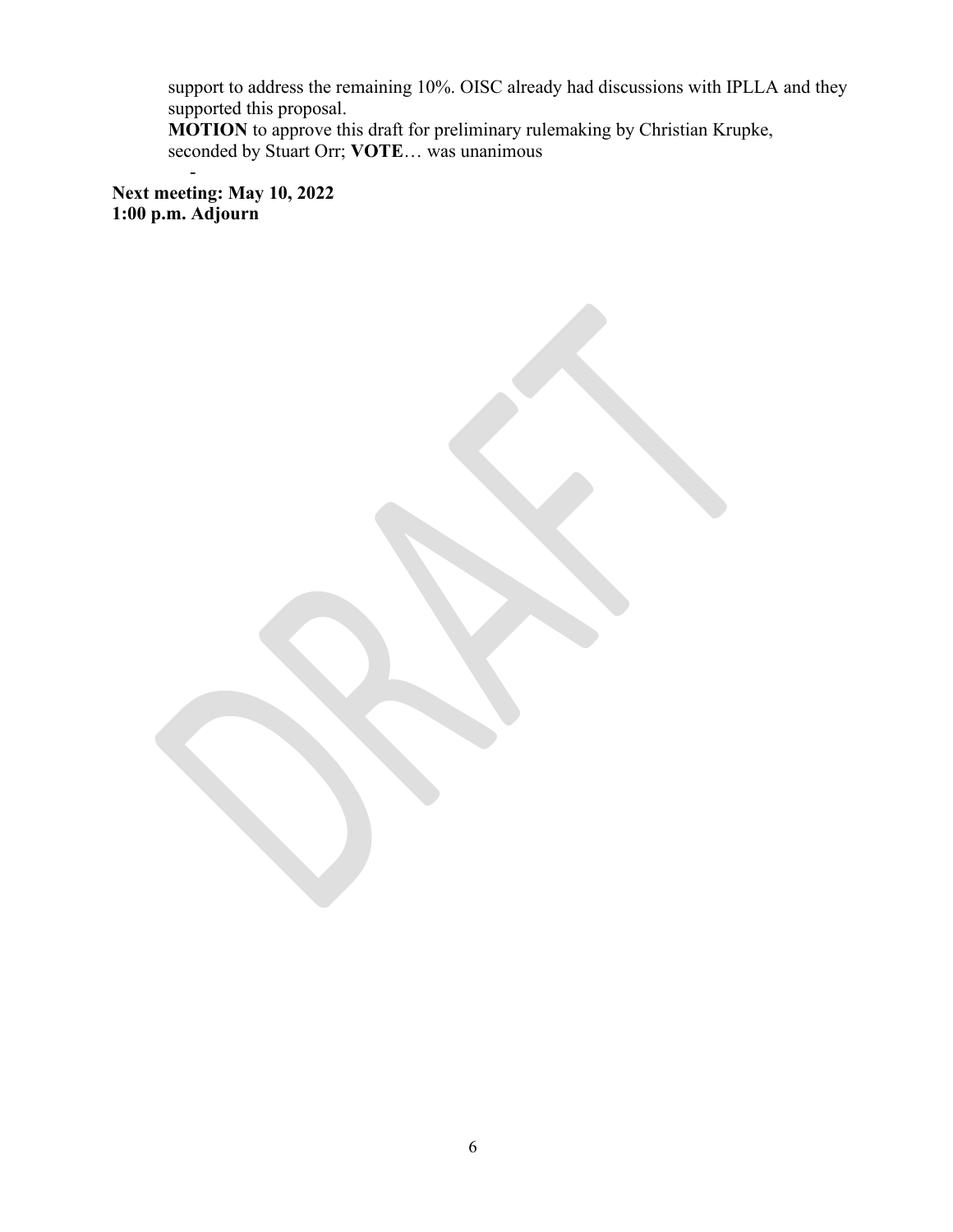support to address the remaining 10%. OISC already had discussions with IPLLA and they supported this proposal.
**MOTION** to approve this draft for preliminary rulemaking by Christian Krupke, seconded by Stuart Orr; **VOTE**… was unanimous

-

**Next meeting: May 10, 2022**
**1:00 p.m. Adjourn**